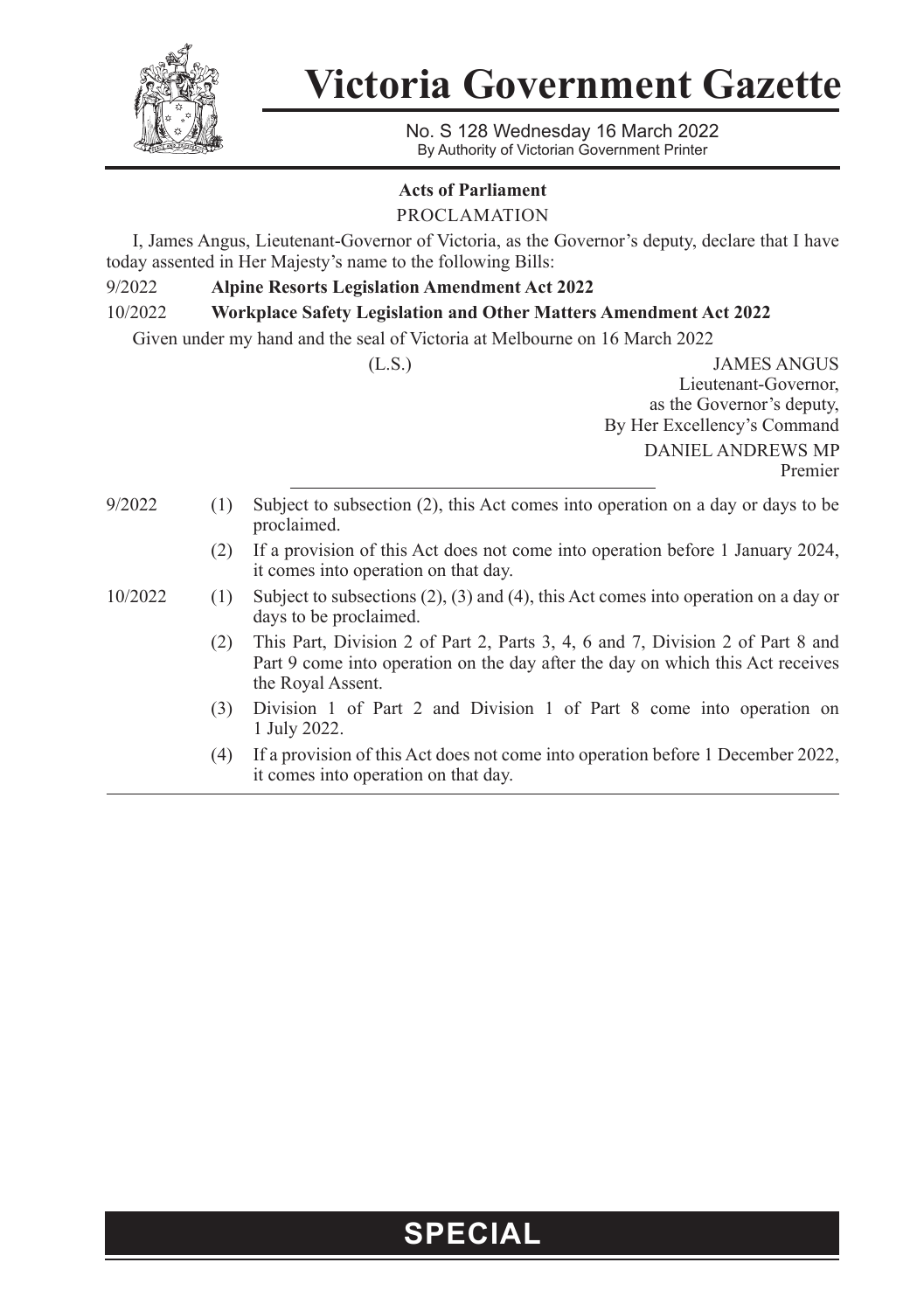# Victoria Government Gazette

No. S 128 Wednesday 16 March 2022
By Authority of Victorian Government Printer

**Acts of Parliament**

PROCLAMATION

I, James Angus, Lieutenant-Governor of Victoria, as the Governor's deputy, declare that I have today assented in Her Majesty's name to the following Bills:

9/2022 **Alpine Resorts Legislation Amendment Act 2022**

10/2022 **Workplace Safety Legislation and Other Matters Amendment Act 2022**

Given under my hand and the seal of Victoria at Melbourne on 16 March 2022

(L.S.)

JAMES ANGUS
Lieutenant-Governor,
as the Governor's deputy,
By Her Excellency's Command

DANIEL ANDREWS MP
Premier

---

9/2022

(1) Subject to subsection (2), this Act comes into operation on a day or days to be proclaimed.

(2) If a provision of this Act does not come into operation before 1 January 2024, it comes into operation on that day.

10/2022

(1) Subject to subsections (2), (3) and (4), this Act comes into operation on a day or days to be proclaimed.

(2) This Part, Division 2 of Part 2, Parts 3, 4, 6 and 7, Division 2 of Part 8 and Part 9 come into operation on the day after the day on which this Act receives the Royal Assent.

(3) Division 1 of Part 2 and Division 1 of Part 8 come into operation on 1 July 2022.

(4) If a provision of this Act does not come into operation before 1 December 2022, it comes into operation on that day.

**SPECIAL**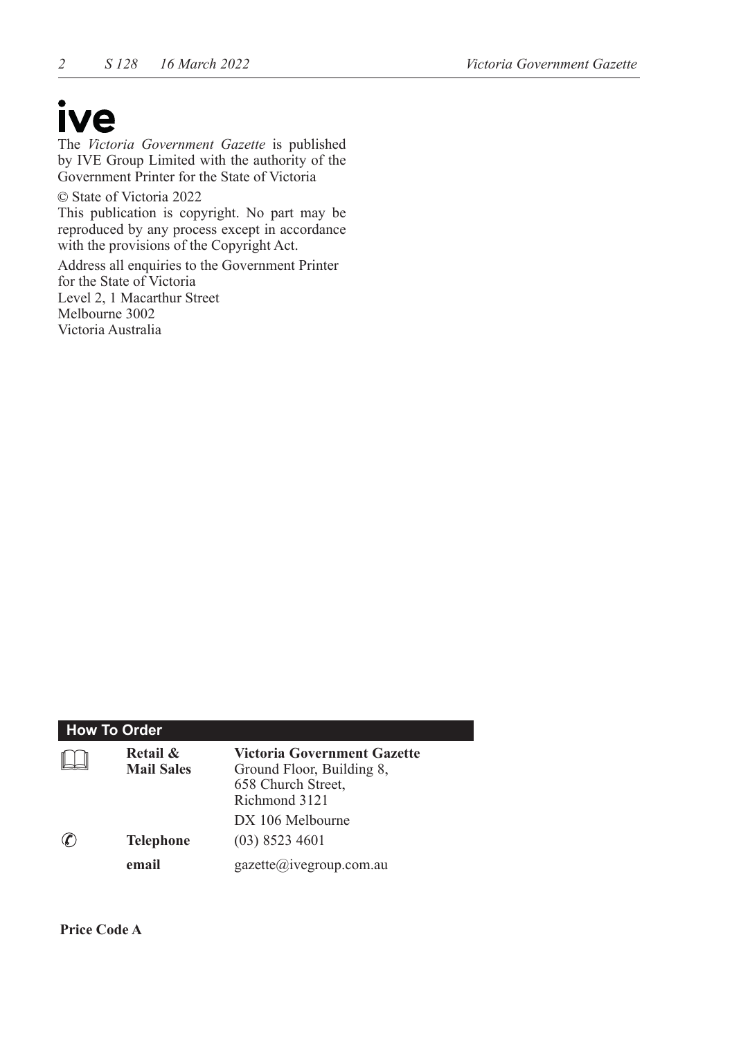ive

The *Victoria Government Gazette* is published by IVE Group Limited with the authority of the Government Printer for the State of Victoria

© State of Victoria 2022

This publication is copyright. No part may be reproduced by any process except in accordance with the provisions of the Copyright Act.

Address all enquiries to the Government Printer for the State of Victoria
Level 2, 1 Macarthur Street
Melbourne 3002
Victoria Australia

## How To Order

| | | |
|---|---|---|
| | **Retail & Mail Sales** | **Victoria Government Gazette**<br>Ground Floor, Building 8,<br>658 Church Street,<br>Richmond 3121 |
| | | DX 106 Melbourne |
| | **Telephone** | (03) 8523 4601 |
| | **email** | gazette@ivegroup.com.au |

**Price Code A**